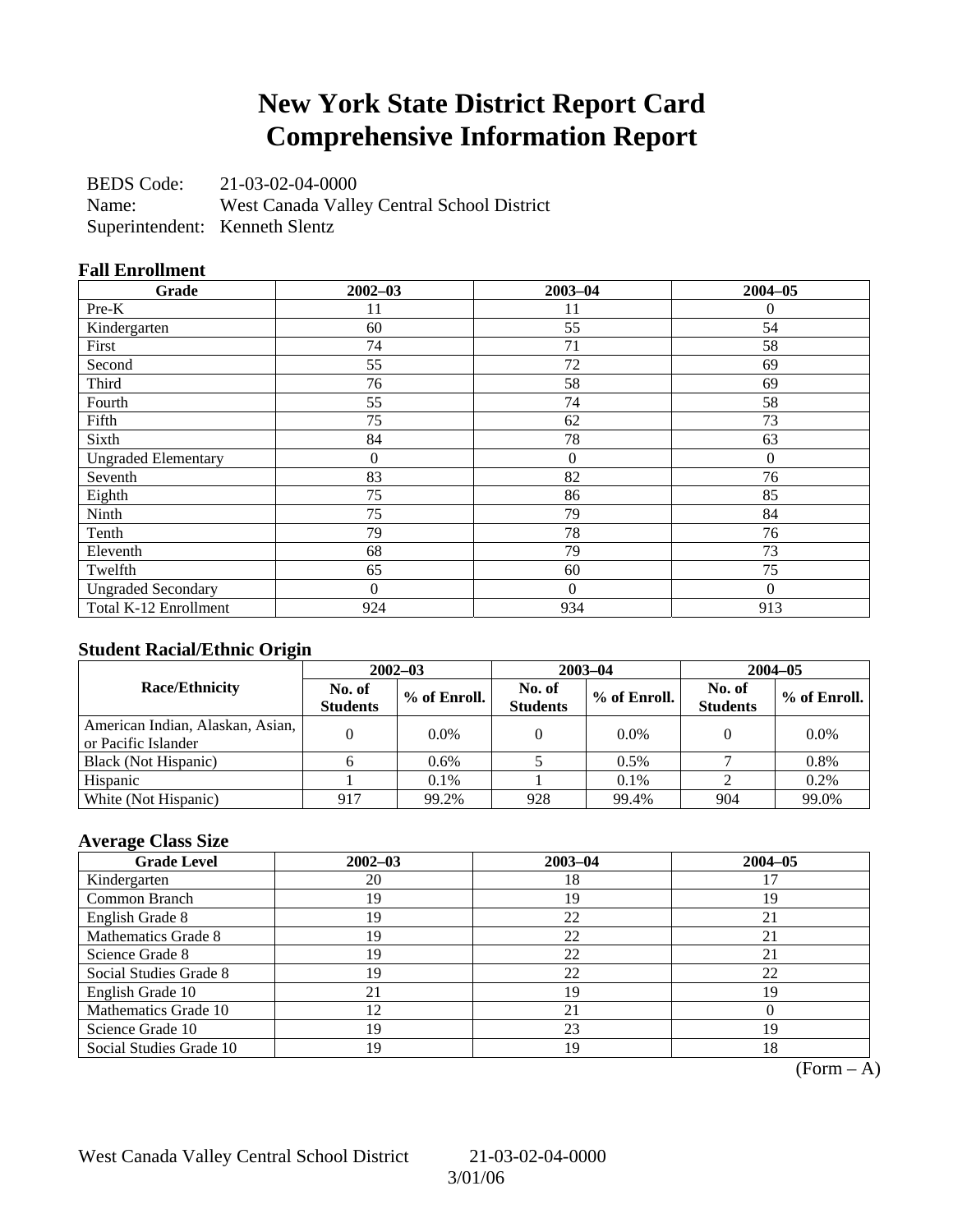# New York State District Report Card
# Comprehensive Information Report

BEDS Code: 21-03-02-04-0000
Name: West Canada Valley Central School District
Superintendent: Kenneth Slentz

### Fall Enrollment

| Grade | 2002–03 | 2003–04 | 2004–05 |
|---|---|---|---|
| Pre-K | 11 | 11 | 0 |
| Kindergarten | 60 | 55 | 54 |
| First | 74 | 71 | 58 |
| Second | 55 | 72 | 69 |
| Third | 76 | 58 | 69 |
| Fourth | 55 | 74 | 58 |
| Fifth | 75 | 62 | 73 |
| Sixth | 84 | 78 | 63 |
| Ungraded Elementary | 0 | 0 | 0 |
| Seventh | 83 | 82 | 76 |
| Eighth | 75 | 86 | 85 |
| Ninth | 75 | 79 | 84 |
| Tenth | 79 | 78 | 76 |
| Eleventh | 68 | 79 | 73 |
| Twelfth | 65 | 60 | 75 |
| Ungraded Secondary | 0 | 0 | 0 |
| Total K-12 Enrollment | 924 | 934 | 913 |

### Student Racial/Ethnic Origin

| Race/Ethnicity | 2002–03 | | 2003–04 | | 2004–05 | |
|---|---|---|---|---|---|---|
| | No. of Students | % of Enroll. | No. of Students | % of Enroll. | No. of Students | % of Enroll. |
| American Indian, Alaskan, Asian, or Pacific Islander | 0 | 0.0% | 0 | 0.0% | 0 | 0.0% |
| Black (Not Hispanic) | 6 | 0.6% | 5 | 0.5% | 7 | 0.8% |
| Hispanic | 1 | 0.1% | 1 | 0.1% | 2 | 0.2% |
| White (Not Hispanic) | 917 | 99.2% | 928 | 99.4% | 904 | 99.0% |

### Average Class Size

| Grade Level | 2002–03 | 2003–04 | 2004–05 |
|---|---|---|---|
| Kindergarten | 20 | 18 | 17 |
| Common Branch | 19 | 19 | 19 |
| English Grade 8 | 19 | 22 | 21 |
| Mathematics Grade 8 | 19 | 22 | 21 |
| Science Grade 8 | 19 | 22 | 21 |
| Social Studies Grade 8 | 19 | 22 | 22 |
| English Grade 10 | 21 | 19 | 19 |
| Mathematics Grade 10 | 12 | 21 | 0 |
| Science Grade 10 | 19 | 23 | 19 |
| Social Studies Grade 10 | 19 | 19 | 18 |

(Form – A)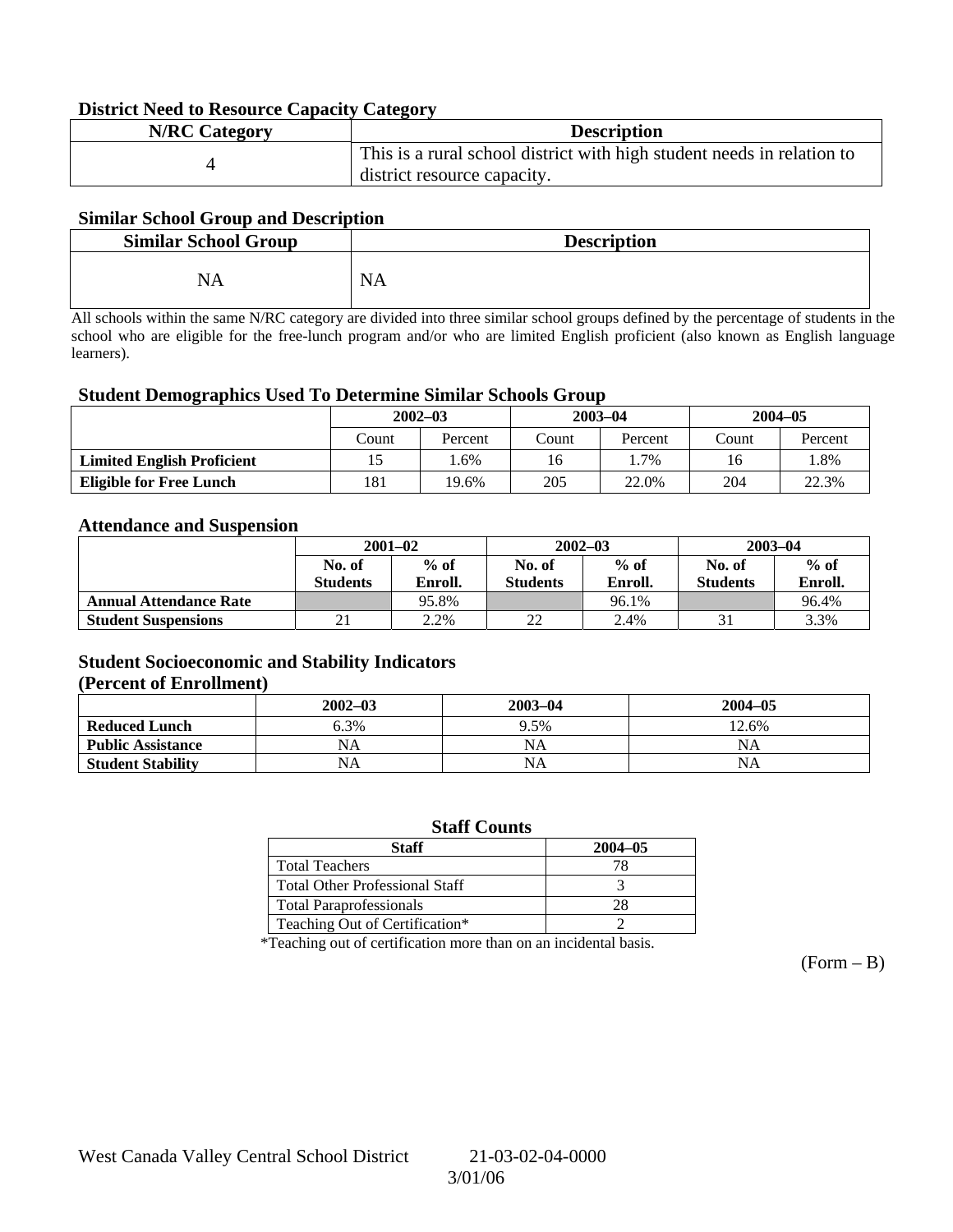### District Need to Resource Capacity Category

| N/RC Category | Description |
|---|---|
| 4 | This is a rural school district with high student needs in relation to district resource capacity. |

### Similar School Group and Description

| Similar School Group | Description |
|---|---|
| NA | NA |

All schools within the same N/RC category are divided into three similar school groups defined by the percentage of students in the school who are eligible for the free-lunch program and/or who are limited English proficient (also known as English language learners).

### Student Demographics Used To Determine Similar Schools Group

| | 2002–03 | | 2003–04 | | 2004–05 | |
|---|---|---|---|---|---|---|
| | Count | Percent | Count | Percent | Count | Percent |
| **Limited English Proficient** | 15 | 1.6% | 16 | 1.7% | 16 | 1.8% |
| **Eligible for Free Lunch** | 181 | 19.6% | 205 | 22.0% | 204 | 22.3% |

### Attendance and Suspension

| | 2001–02 | | 2002–03 | | 2003–04 | |
|---|---|---|---|---|---|---|
| | No. of Students | % of Enroll. | No. of Students | % of Enroll. | No. of Students | % of Enroll. |
| **Annual Attendance Rate** | | 95.8% | | 96.1% | | 96.4% |
| **Student Suspensions** | 21 | 2.2% | 22 | 2.4% | 31 | 3.3% |

### Student Socioeconomic and Stability Indicators
### (Percent of Enrollment)

| | 2002–03 | 2003–04 | 2004–05 |
|---|---|---|---|
| **Reduced Lunch** | 6.3% | 9.5% | 12.6% |
| **Public Assistance** | NA | NA | NA |
| **Student Stability** | NA | NA | NA |

### Staff Counts

| Staff | 2004–05 |
|---|---|
| Total Teachers | 78 |
| Total Other Professional Staff | 3 |
| Total Paraprofessionals | 28 |
| Teaching Out of Certification* | 2 |

*Teaching out of certification more than on an incidental basis.

(Form – B)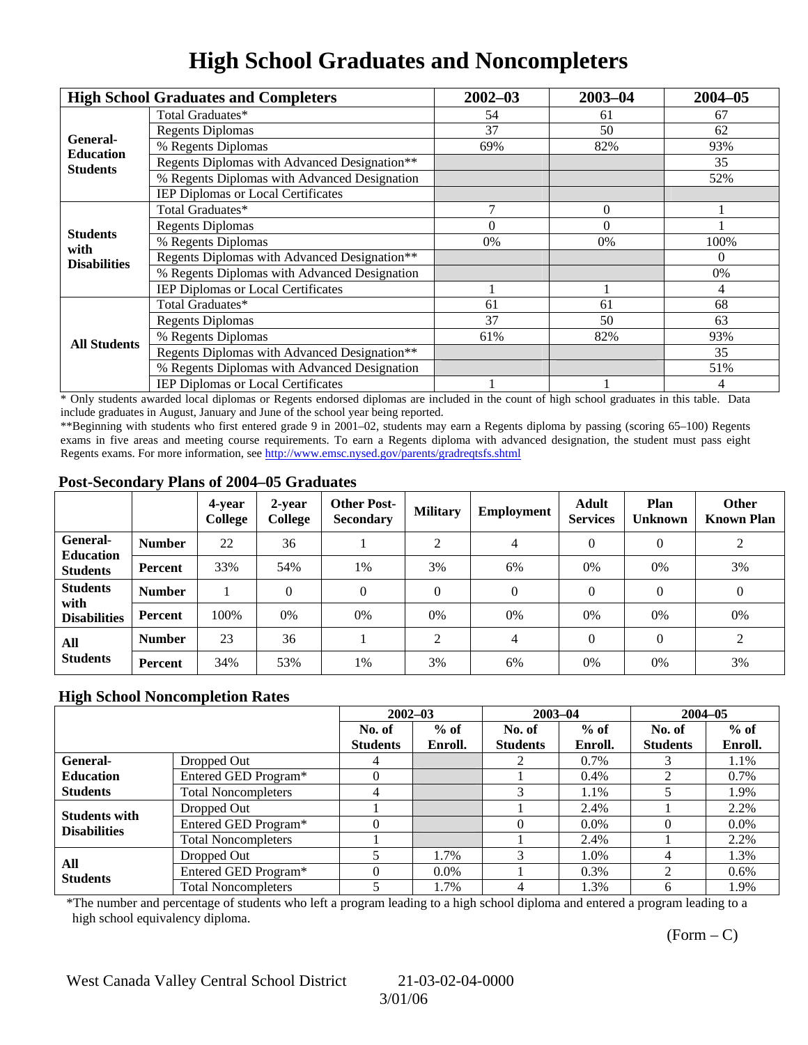# High School Graduates and Noncompleters

| High School Graduates and Completers | | 2002–03 | 2003–04 | 2004–05 |
|---|---|---|---|---|
| General-Education Students | Total Graduates* | 54 | 61 | 67 |
| | Regents Diplomas | 37 | 50 | 62 |
| | % Regents Diplomas | 69% | 82% | 93% |
| | Regents Diplomas with Advanced Designation** | | | 35 |
| | % Regents Diplomas with Advanced Designation | | | 52% |
| | IEP Diplomas or Local Certificates | | | |
| Students with Disabilities | Total Graduates* | 7 | 0 | 1 |
| | Regents Diplomas | 0 | 0 | 1 |
| | % Regents Diplomas | 0% | 0% | 100% |
| | Regents Diplomas with Advanced Designation** | | | 0 |
| | % Regents Diplomas with Advanced Designation | | | 0% |
| | IEP Diplomas or Local Certificates | 1 | 1 | 4 |
| All Students | Total Graduates* | 61 | 61 | 68 |
| | Regents Diplomas | 37 | 50 | 63 |
| | % Regents Diplomas | 61% | 82% | 93% |
| | Regents Diplomas with Advanced Designation** | | | 35 |
| | % Regents Diplomas with Advanced Designation | | | 51% |
| | IEP Diplomas or Local Certificates | 1 | 1 | 4 |

* Only students awarded local diplomas or Regents endorsed diplomas are included in the count of high school graduates in this table. Data include graduates in August, January and June of the school year being reported.

**Beginning with students who first entered grade 9 in 2001–02, students may earn a Regents diploma by passing (scoring 65–100) Regents exams in five areas and meeting course requirements. To earn a Regents diploma with advanced designation, the student must pass eight Regents exams. For more information, see http://www.emsc.nysed.gov/parents/gradreqtsfs.shtml

## Post-Secondary Plans of 2004–05 Graduates

| | | 4-year College | 2-year College | Other Post-Secondary | Military | Employment | Adult Services | Plan Unknown | Other Known Plan |
|---|---|---|---|---|---|---|---|---|---|
| General-Education Students | Number | 22 | 36 | 1 | 2 | 4 | 0 | 0 | 2 |
| | Percent | 33% | 54% | 1% | 3% | 6% | 0% | 0% | 3% |
| Students with Disabilities | Number | 1 | 0 | 0 | 0 | 0 | 0 | 0 | 0 |
| | Percent | 100% | 0% | 0% | 0% | 0% | 0% | 0% | 0% |
| All Students | Number | 23 | 36 | 1 | 2 | 4 | 0 | 0 | 2 |
| | Percent | 34% | 53% | 1% | 3% | 6% | 0% | 0% | 3% |

## High School Noncompletion Rates

| | | 2002–03 | | 2003–04 | | 2004–05 | |
|---|---|---|---|---|---|---|---|
| | | No. of Students | % of Enroll. | No. of Students | % of Enroll. | No. of Students | % of Enroll. |
| General-Education Students | Dropped Out | 4 | | 2 | 0.7% | 3 | 1.1% |
| | Entered GED Program* | 0 | | 1 | 0.4% | 2 | 0.7% |
| | Total Noncompleters | 4 | | 3 | 1.1% | 5 | 1.9% |
| Students with Disabilities | Dropped Out | 1 | | 1 | 2.4% | 1 | 2.2% |
| | Entered GED Program* | 0 | | 0 | 0.0% | 0 | 0.0% |
| | Total Noncompleters | 1 | | 1 | 2.4% | 1 | 2.2% |
| All Students | Dropped Out | 5 | 1.7% | 3 | 1.0% | 4 | 1.3% |
| | Entered GED Program* | 0 | 0.0% | 1 | 0.3% | 2 | 0.6% |
| | Total Noncompleters | 5 | 1.7% | 4 | 1.3% | 6 | 1.9% |

*The number and percentage of students who left a program leading to a high school diploma and entered a program leading to a high school equivalency diploma.

(Form – C)

West Canada Valley Central School District 21-03-02-04-0000
3/01/06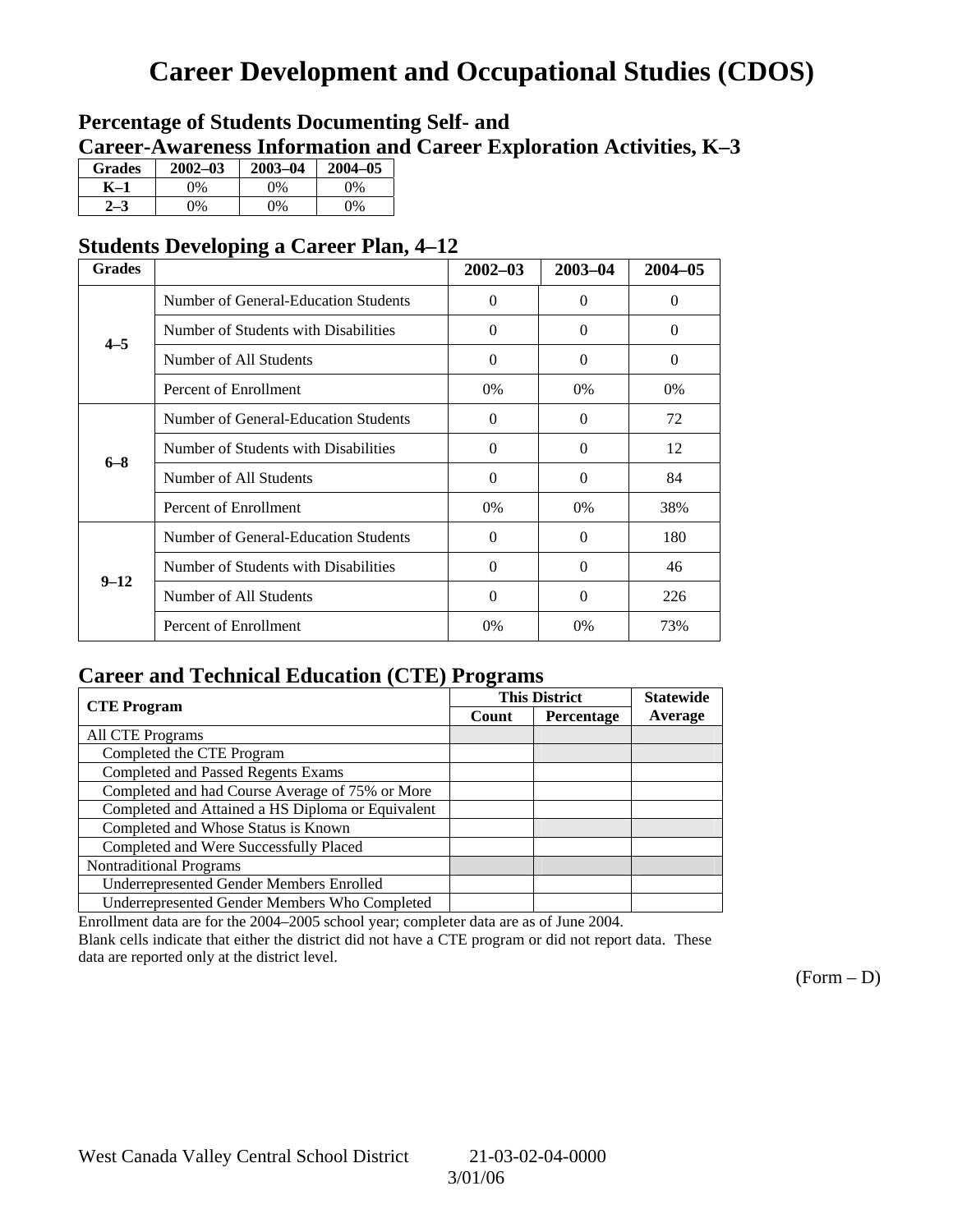# Career Development and Occupational Studies (CDOS)

## Percentage of Students Documenting Self- and Career-Awareness Information and Career Exploration Activities, K–3

| Grades | 2002–03 | 2003–04 | 2004–05 |
|---|---|---|---|
| K–1 | 0% | 0% | 0% |
| 2–3 | 0% | 0% | 0% |

## Students Developing a Career Plan, 4–12

| Grades | | 2002–03 | 2003–04 | 2004–05 |
|---|---|---|---|---|
| 4–5 | Number of General-Education Students | 0 | 0 | 0 |
| | Number of Students with Disabilities | 0 | 0 | 0 |
| | Number of All Students | 0 | 0 | 0 |
| | Percent of Enrollment | 0% | 0% | 0% |
| 6–8 | Number of General-Education Students | 0 | 0 | 72 |
| | Number of Students with Disabilities | 0 | 0 | 12 |
| | Number of All Students | 0 | 0 | 84 |
| | Percent of Enrollment | 0% | 0% | 38% |
| 9–12 | Number of General-Education Students | 0 | 0 | 180 |
| | Number of Students with Disabilities | 0 | 0 | 46 |
| | Number of All Students | 0 | 0 | 226 |
| | Percent of Enrollment | 0% | 0% | 73% |

## Career and Technical Education (CTE) Programs

| CTE Program | This District | | Statewide |
|---|---|---|---|
| | Count | Percentage | Average |
| All CTE Programs | | | |
| Completed the CTE Program | | | |
| Completed and Passed Regents Exams | | | |
| Completed and had Course Average of 75% or More | | | |
| Completed and Attained a HS Diploma or Equivalent | | | |
| Completed and Whose Status is Known | | | |
| Completed and Were Successfully Placed | | | |
| Nontraditional Programs | | | |
| Underrepresented Gender Members Enrolled | | | |
| Underrepresented Gender Members Who Completed | | | |

Enrollment data are for the 2004–2005 school year; completer data are as of June 2004.

Blank cells indicate that either the district did not have a CTE program or did not report data. These data are reported only at the district level.

(Form – D)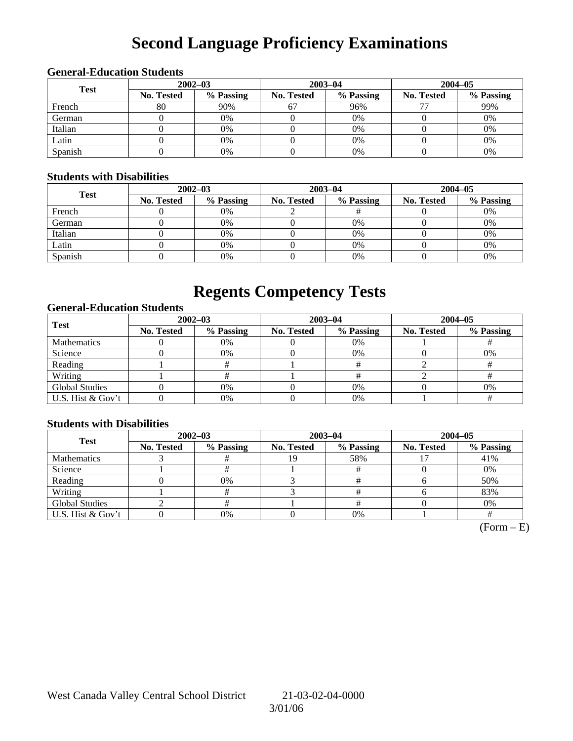# Second Language Proficiency Examinations

### General-Education Students

| Test | 2002–03 | | 2003–04 | | 2004–05 | |
|---|---|---|---|---|---|---|
| | No. Tested | % Passing | No. Tested | % Passing | No. Tested | % Passing |
| French | 80 | 90% | 67 | 96% | 77 | 99% |
| German | 0 | 0% | 0 | 0% | 0 | 0% |
| Italian | 0 | 0% | 0 | 0% | 0 | 0% |
| Latin | 0 | 0% | 0 | 0% | 0 | 0% |
| Spanish | 0 | 0% | 0 | 0% | 0 | 0% |

### Students with Disabilities

| Test | 2002–03 | | 2003–04 | | 2004–05 | |
|---|---|---|---|---|---|---|
| | No. Tested | % Passing | No. Tested | % Passing | No. Tested | % Passing |
| French | 0 | 0% | 2 | # | 0 | 0% |
| German | 0 | 0% | 0 | 0% | 0 | 0% |
| Italian | 0 | 0% | 0 | 0% | 0 | 0% |
| Latin | 0 | 0% | 0 | 0% | 0 | 0% |
| Spanish | 0 | 0% | 0 | 0% | 0 | 0% |

# Regents Competency Tests

### General-Education Students

| Test | 2002–03 | | 2003–04 | | 2004–05 | |
|---|---|---|---|---|---|---|
| | No. Tested | % Passing | No. Tested | % Passing | No. Tested | % Passing |
| Mathematics | 0 | 0% | 0 | 0% | 1 | # |
| Science | 0 | 0% | 0 | 0% | 0 | 0% |
| Reading | 1 | # | 1 | # | 2 | # |
| Writing | 1 | # | 1 | # | 2 | # |
| Global Studies | 0 | 0% | 0 | 0% | 0 | 0% |
| U.S. Hist & Gov't | 0 | 0% | 0 | 0% | 1 | # |

### Students with Disabilities

| Test | 2002–03 | | 2003–04 | | 2004–05 | |
|---|---|---|---|---|---|---|
| | No. Tested | % Passing | No. Tested | % Passing | No. Tested | % Passing |
| Mathematics | 3 | # | 19 | 58% | 17 | 41% |
| Science | 1 | # | 1 | # | 0 | 0% |
| Reading | 0 | 0% | 3 | # | 6 | 50% |
| Writing | 1 | # | 3 | # | 6 | 83% |
| Global Studies | 2 | # | 1 | # | 0 | 0% |
| U.S. Hist & Gov't | 0 | 0% | 0 | 0% | 1 | # |

(Form – E)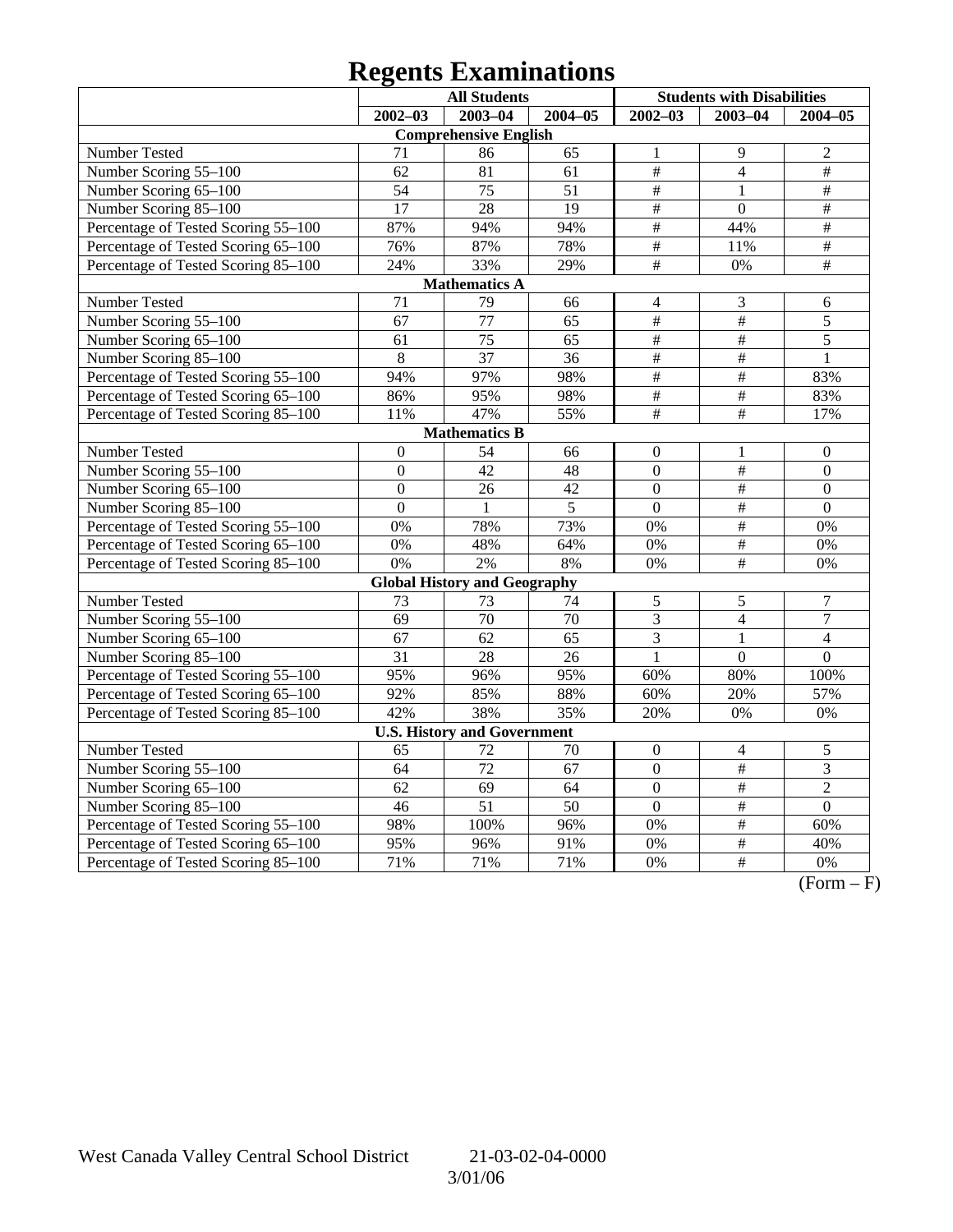# Regents Examinations

| | All Students | | | Students with Disabilities | | |
|---|---|---|---|---|---|---|
| | 2002–03 | 2003–04 | 2004–05 | 2002–03 | 2003–04 | 2004–05 |
| **Comprehensive English** | | | | | | |
| Number Tested | 71 | 86 | 65 | 1 | 9 | 2 |
| Number Scoring 55–100 | 62 | 81 | 61 | # | 4 | # |
| Number Scoring 65–100 | 54 | 75 | 51 | # | 1 | # |
| Number Scoring 85–100 | 17 | 28 | 19 | # | 0 | # |
| Percentage of Tested Scoring 55–100 | 87% | 94% | 94% | # | 44% | # |
| Percentage of Tested Scoring 65–100 | 76% | 87% | 78% | # | 11% | # |
| Percentage of Tested Scoring 85–100 | 24% | 33% | 29% | # | 0% | # |
| **Mathematics A** | | | | | | |
| Number Tested | 71 | 79 | 66 | 4 | 3 | 6 |
| Number Scoring 55–100 | 67 | 77 | 65 | # | # | 5 |
| Number Scoring 65–100 | 61 | 75 | 65 | # | # | 5 |
| Number Scoring 85–100 | 8 | 37 | 36 | # | # | 1 |
| Percentage of Tested Scoring 55–100 | 94% | 97% | 98% | # | # | 83% |
| Percentage of Tested Scoring 65–100 | 86% | 95% | 98% | # | # | 83% |
| Percentage of Tested Scoring 85–100 | 11% | 47% | 55% | # | # | 17% |
| **Mathematics B** | | | | | | |
| Number Tested | 0 | 54 | 66 | 0 | 1 | 0 |
| Number Scoring 55–100 | 0 | 42 | 48 | 0 | # | 0 |
| Number Scoring 65–100 | 0 | 26 | 42 | 0 | # | 0 |
| Number Scoring 85–100 | 0 | 1 | 5 | 0 | # | 0 |
| Percentage of Tested Scoring 55–100 | 0% | 78% | 73% | 0% | # | 0% |
| Percentage of Tested Scoring 65–100 | 0% | 48% | 64% | 0% | # | 0% |
| Percentage of Tested Scoring 85–100 | 0% | 2% | 8% | 0% | # | 0% |
| **Global History and Geography** | | | | | | |
| Number Tested | 73 | 73 | 74 | 5 | 5 | 7 |
| Number Scoring 55–100 | 69 | 70 | 70 | 3 | 4 | 7 |
| Number Scoring 65–100 | 67 | 62 | 65 | 3 | 1 | 4 |
| Number Scoring 85–100 | 31 | 28 | 26 | 1 | 0 | 0 |
| Percentage of Tested Scoring 55–100 | 95% | 96% | 95% | 60% | 80% | 100% |
| Percentage of Tested Scoring 65–100 | 92% | 85% | 88% | 60% | 20% | 57% |
| Percentage of Tested Scoring 85–100 | 42% | 38% | 35% | 20% | 0% | 0% |
| **U.S. History and Government** | | | | | | |
| Number Tested | 65 | 72 | 70 | 0 | 4 | 5 |
| Number Scoring 55–100 | 64 | 72 | 67 | 0 | # | 3 |
| Number Scoring 65–100 | 62 | 69 | 64 | 0 | # | 2 |
| Number Scoring 85–100 | 46 | 51 | 50 | 0 | # | 0 |
| Percentage of Tested Scoring 55–100 | 98% | 100% | 96% | 0% | # | 60% |
| Percentage of Tested Scoring 65–100 | 95% | 96% | 91% | 0% | # | 40% |
| Percentage of Tested Scoring 85–100 | 71% | 71% | 71% | 0% | # | 0% |

(Form – F)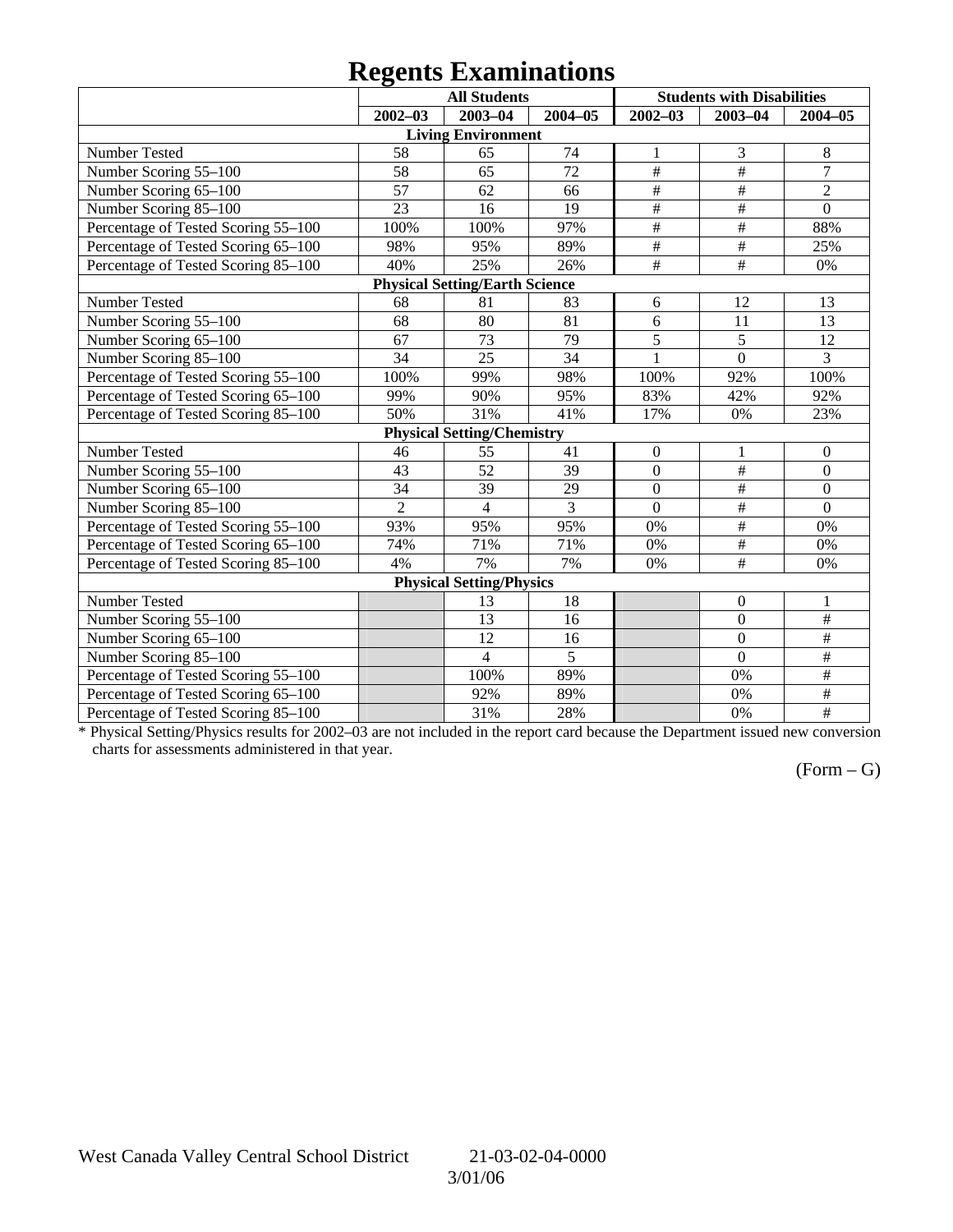# Regents Examinations

| | All Students | | | Students with Disabilities | | |
|---|---|---|---|---|---|---|
| | 2002–03 | 2003–04 | 2004–05 | 2002–03 | 2003–04 | 2004–05 |
| **Living Environment** | | | | | | |
| Number Tested | 58 | 65 | 74 | 1 | 3 | 8 |
| Number Scoring 55–100 | 58 | 65 | 72 | # | # | 7 |
| Number Scoring 65–100 | 57 | 62 | 66 | # | # | 2 |
| Number Scoring 85–100 | 23 | 16 | 19 | # | # | 0 |
| Percentage of Tested Scoring 55–100 | 100% | 100% | 97% | # | # | 88% |
| Percentage of Tested Scoring 65–100 | 98% | 95% | 89% | # | # | 25% |
| Percentage of Tested Scoring 85–100 | 40% | 25% | 26% | # | # | 0% |
| **Physical Setting/Earth Science** | | | | | | |
| Number Tested | 68 | 81 | 83 | 6 | 12 | 13 |
| Number Scoring 55–100 | 68 | 80 | 81 | 6 | 11 | 13 |
| Number Scoring 65–100 | 67 | 73 | 79 | 5 | 5 | 12 |
| Number Scoring 85–100 | 34 | 25 | 34 | 1 | 0 | 3 |
| Percentage of Tested Scoring 55–100 | 100% | 99% | 98% | 100% | 92% | 100% |
| Percentage of Tested Scoring 65–100 | 99% | 90% | 95% | 83% | 42% | 92% |
| Percentage of Tested Scoring 85–100 | 50% | 31% | 41% | 17% | 0% | 23% |
| **Physical Setting/Chemistry** | | | | | | |
| Number Tested | 46 | 55 | 41 | 0 | 1 | 0 |
| Number Scoring 55–100 | 43 | 52 | 39 | 0 | # | 0 |
| Number Scoring 65–100 | 34 | 39 | 29 | 0 | # | 0 |
| Number Scoring 85–100 | 2 | 4 | 3 | 0 | # | 0 |
| Percentage of Tested Scoring 55–100 | 93% | 95% | 95% | 0% | # | 0% |
| Percentage of Tested Scoring 65–100 | 74% | 71% | 71% | 0% | # | 0% |
| Percentage of Tested Scoring 85–100 | 4% | 7% | 7% | 0% | # | 0% |
| **Physical Setting/Physics** | | | | | | |
| Number Tested | | 13 | 18 | | 0 | 1 |
| Number Scoring 55–100 | | 13 | 16 | | 0 | # |
| Number Scoring 65–100 | | 12 | 16 | | 0 | # |
| Number Scoring 85–100 | | 4 | 5 | | 0 | # |
| Percentage of Tested Scoring 55–100 | | 100% | 89% | | 0% | # |
| Percentage of Tested Scoring 65–100 | | 92% | 89% | | 0% | # |
| Percentage of Tested Scoring 85–100 | | 31% | 28% | | 0% | # |

* Physical Setting/Physics results for 2002–03 are not included in the report card because the Department issued new conversion charts for assessments administered in that year.

(Form – G)

West Canada Valley Central School District 21-03-02-04-0000

3/01/06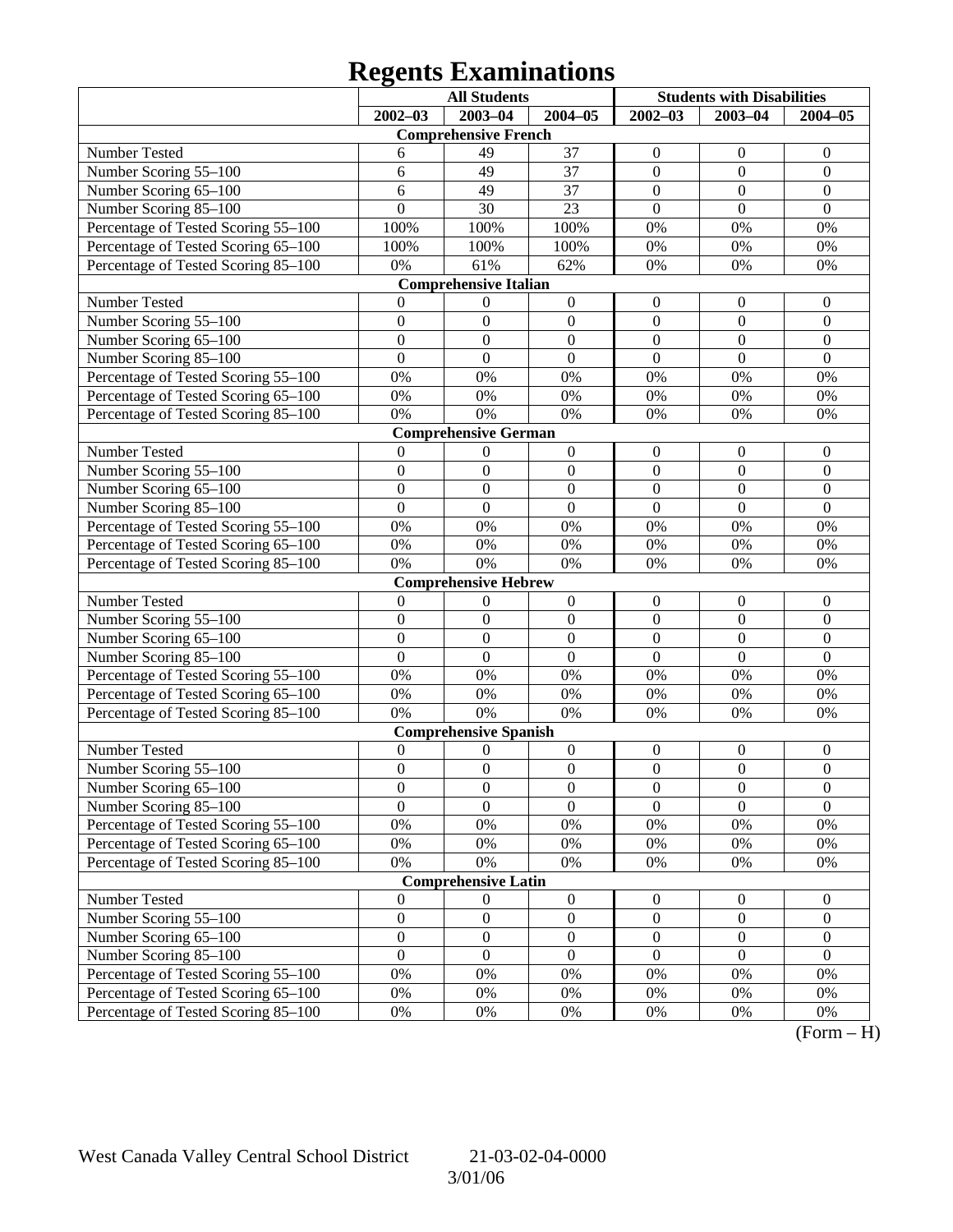# Regents Examinations

| | All Students | | | Students with Disabilities | | |
|---|---|---|---|---|---|---|
| | 2002–03 | 2003–04 | 2004–05 | 2002–03 | 2003–04 | 2004–05 |
| **Comprehensive French** | | | | | | |
| Number Tested | 6 | 49 | 37 | 0 | 0 | 0 |
| Number Scoring 55–100 | 6 | 49 | 37 | 0 | 0 | 0 |
| Number Scoring 65–100 | 6 | 49 | 37 | 0 | 0 | 0 |
| Number Scoring 85–100 | 0 | 30 | 23 | 0 | 0 | 0 |
| Percentage of Tested Scoring 55–100 | 100% | 100% | 100% | 0% | 0% | 0% |
| Percentage of Tested Scoring 65–100 | 100% | 100% | 100% | 0% | 0% | 0% |
| Percentage of Tested Scoring 85–100 | 0% | 61% | 62% | 0% | 0% | 0% |
| **Comprehensive Italian** | | | | | | |
| Number Tested | 0 | 0 | 0 | 0 | 0 | 0 |
| Number Scoring 55–100 | 0 | 0 | 0 | 0 | 0 | 0 |
| Number Scoring 65–100 | 0 | 0 | 0 | 0 | 0 | 0 |
| Number Scoring 85–100 | 0 | 0 | 0 | 0 | 0 | 0 |
| Percentage of Tested Scoring 55–100 | 0% | 0% | 0% | 0% | 0% | 0% |
| Percentage of Tested Scoring 65–100 | 0% | 0% | 0% | 0% | 0% | 0% |
| Percentage of Tested Scoring 85–100 | 0% | 0% | 0% | 0% | 0% | 0% |
| **Comprehensive German** | | | | | | |
| Number Tested | 0 | 0 | 0 | 0 | 0 | 0 |
| Number Scoring 55–100 | 0 | 0 | 0 | 0 | 0 | 0 |
| Number Scoring 65–100 | 0 | 0 | 0 | 0 | 0 | 0 |
| Number Scoring 85–100 | 0 | 0 | 0 | 0 | 0 | 0 |
| Percentage of Tested Scoring 55–100 | 0% | 0% | 0% | 0% | 0% | 0% |
| Percentage of Tested Scoring 65–100 | 0% | 0% | 0% | 0% | 0% | 0% |
| Percentage of Tested Scoring 85–100 | 0% | 0% | 0% | 0% | 0% | 0% |
| **Comprehensive Hebrew** | | | | | | |
| Number Tested | 0 | 0 | 0 | 0 | 0 | 0 |
| Number Scoring 55–100 | 0 | 0 | 0 | 0 | 0 | 0 |
| Number Scoring 65–100 | 0 | 0 | 0 | 0 | 0 | 0 |
| Number Scoring 85–100 | 0 | 0 | 0 | 0 | 0 | 0 |
| Percentage of Tested Scoring 55–100 | 0% | 0% | 0% | 0% | 0% | 0% |
| Percentage of Tested Scoring 65–100 | 0% | 0% | 0% | 0% | 0% | 0% |
| Percentage of Tested Scoring 85–100 | 0% | 0% | 0% | 0% | 0% | 0% |
| **Comprehensive Spanish** | | | | | | |
| Number Tested | 0 | 0 | 0 | 0 | 0 | 0 |
| Number Scoring 55–100 | 0 | 0 | 0 | 0 | 0 | 0 |
| Number Scoring 65–100 | 0 | 0 | 0 | 0 | 0 | 0 |
| Number Scoring 85–100 | 0 | 0 | 0 | 0 | 0 | 0 |
| Percentage of Tested Scoring 55–100 | 0% | 0% | 0% | 0% | 0% | 0% |
| Percentage of Tested Scoring 65–100 | 0% | 0% | 0% | 0% | 0% | 0% |
| Percentage of Tested Scoring 85–100 | 0% | 0% | 0% | 0% | 0% | 0% |
| **Comprehensive Latin** | | | | | | |
| Number Tested | 0 | 0 | 0 | 0 | 0 | 0 |
| Number Scoring 55–100 | 0 | 0 | 0 | 0 | 0 | 0 |
| Number Scoring 65–100 | 0 | 0 | 0 | 0 | 0 | 0 |
| Number Scoring 85–100 | 0 | 0 | 0 | 0 | 0 | 0 |
| Percentage of Tested Scoring 55–100 | 0% | 0% | 0% | 0% | 0% | 0% |
| Percentage of Tested Scoring 65–100 | 0% | 0% | 0% | 0% | 0% | 0% |
| Percentage of Tested Scoring 85–100 | 0% | 0% | 0% | 0% | 0% | 0% |

(Form – H)

West Canada Valley Central School District 21-03-02-04-0000
3/01/06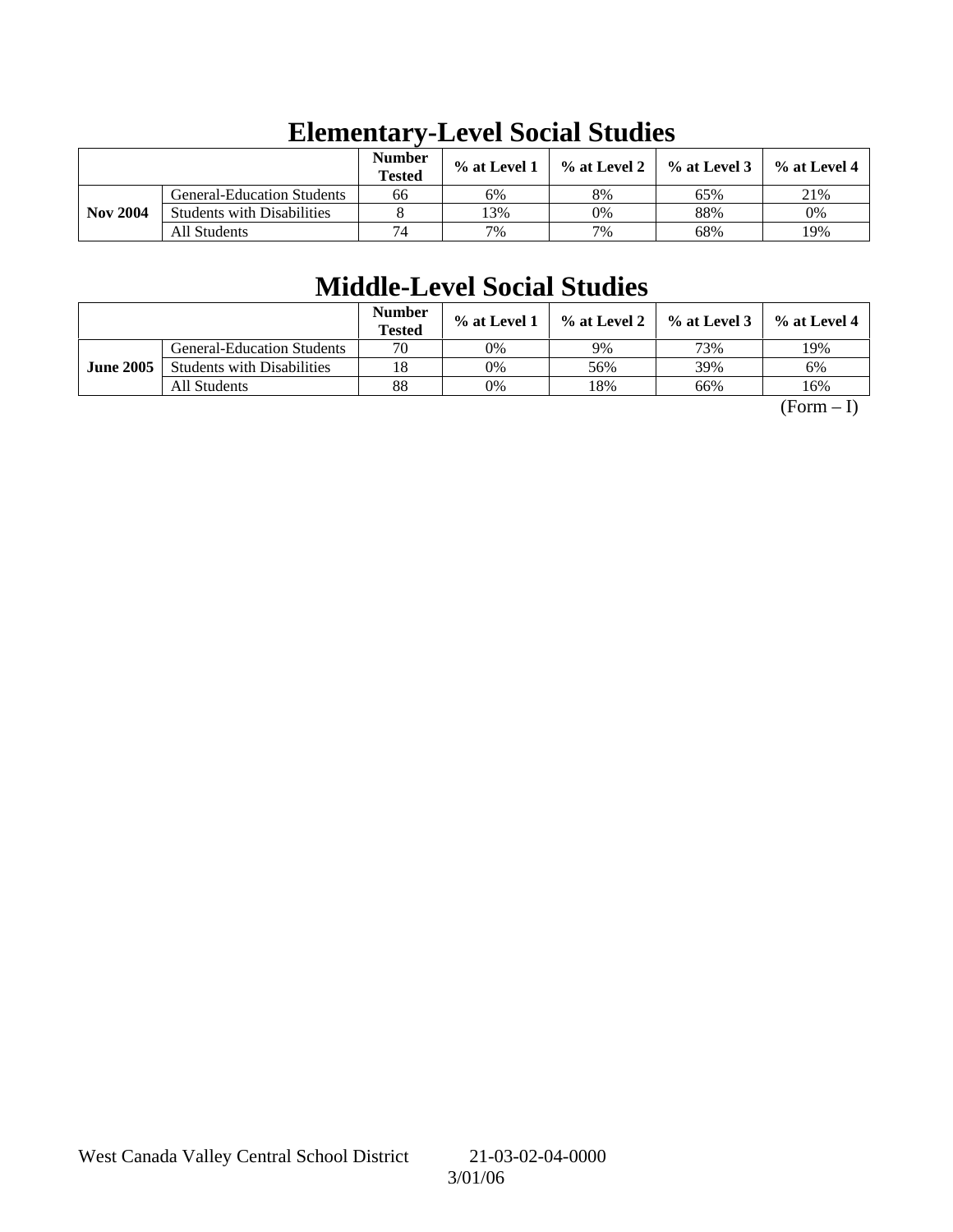# Elementary-Level Social Studies

| | | Number Tested | % at Level 1 | % at Level 2 | % at Level 3 | % at Level 4 |
|---|---|---|---|---|---|---|
| **Nov 2004** | General-Education Students | 66 | 6% | 8% | 65% | 21% |
| | Students with Disabilities | 8 | 13% | 0% | 88% | 0% |
| | All Students | 74 | 7% | 7% | 68% | 19% |

# Middle-Level Social Studies

| | | Number Tested | % at Level 1 | % at Level 2 | % at Level 3 | % at Level 4 |
|---|---|---|---|---|---|---|
| **June 2005** | General-Education Students | 70 | 0% | 9% | 73% | 19% |
| | Students with Disabilities | 18 | 0% | 56% | 39% | 6% |
| | All Students | 88 | 0% | 18% | 66% | 16% |

(Form – I)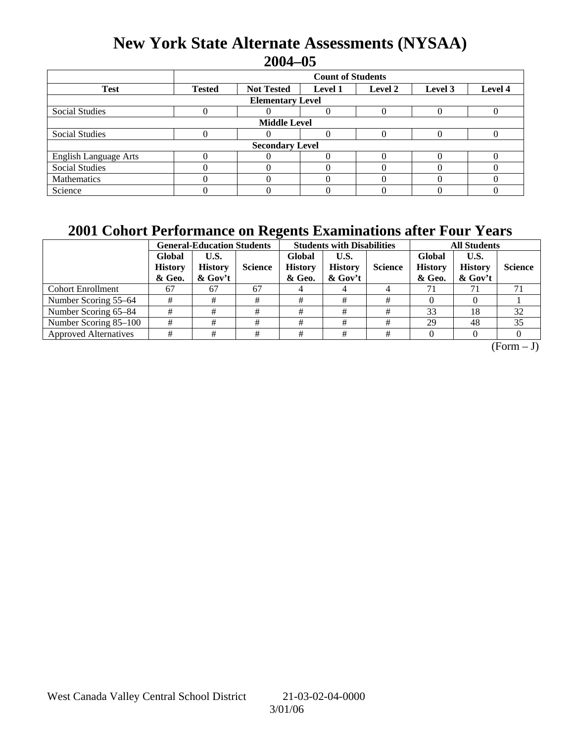# New York State Alternate Assessments (NYSAA)
## 2004–05

| Test | Count of Students | | | | | |
|---|---|---|---|---|---|---|
| | Tested | Not Tested | Level 1 | Level 2 | Level 3 | Level 4 |
| **Elementary Level** | | | | | | |
| Social Studies | 0 | 0 | 0 | 0 | 0 | 0 |
| **Middle Level** | | | | | | |
| Social Studies | 0 | 0 | 0 | 0 | 0 | 0 |
| **Secondary Level** | | | | | | |
| English Language Arts | 0 | 0 | 0 | 0 | 0 | 0 |
| Social Studies | 0 | 0 | 0 | 0 | 0 | 0 |
| Mathematics | 0 | 0 | 0 | 0 | 0 | 0 |
| Science | 0 | 0 | 0 | 0 | 0 | 0 |

## 2001 Cohort Performance on Regents Examinations after Four Years

| | General-Education Students | | | Students with Disabilities | | | All Students | | |
|---|---|---|---|---|---|---|---|---|---|
| | Global History & Geo. | U.S. History & Gov't | Science | Global History & Geo. | U.S. History & Gov't | Science | Global History & Geo. | U.S. History & Gov't | Science |
| Cohort Enrollment | 67 | 67 | 67 | 4 | 4 | 4 | 71 | 71 | 71 |
| Number Scoring 55–64 | # | # | # | # | # | # | 0 | 0 | 1 |
| Number Scoring 65–84 | # | # | # | # | # | # | 33 | 18 | 32 |
| Number Scoring 85–100 | # | # | # | # | # | # | 29 | 48 | 35 |
| Approved Alternatives | # | # | # | # | # | # | 0 | 0 | 0 |

(Form – J)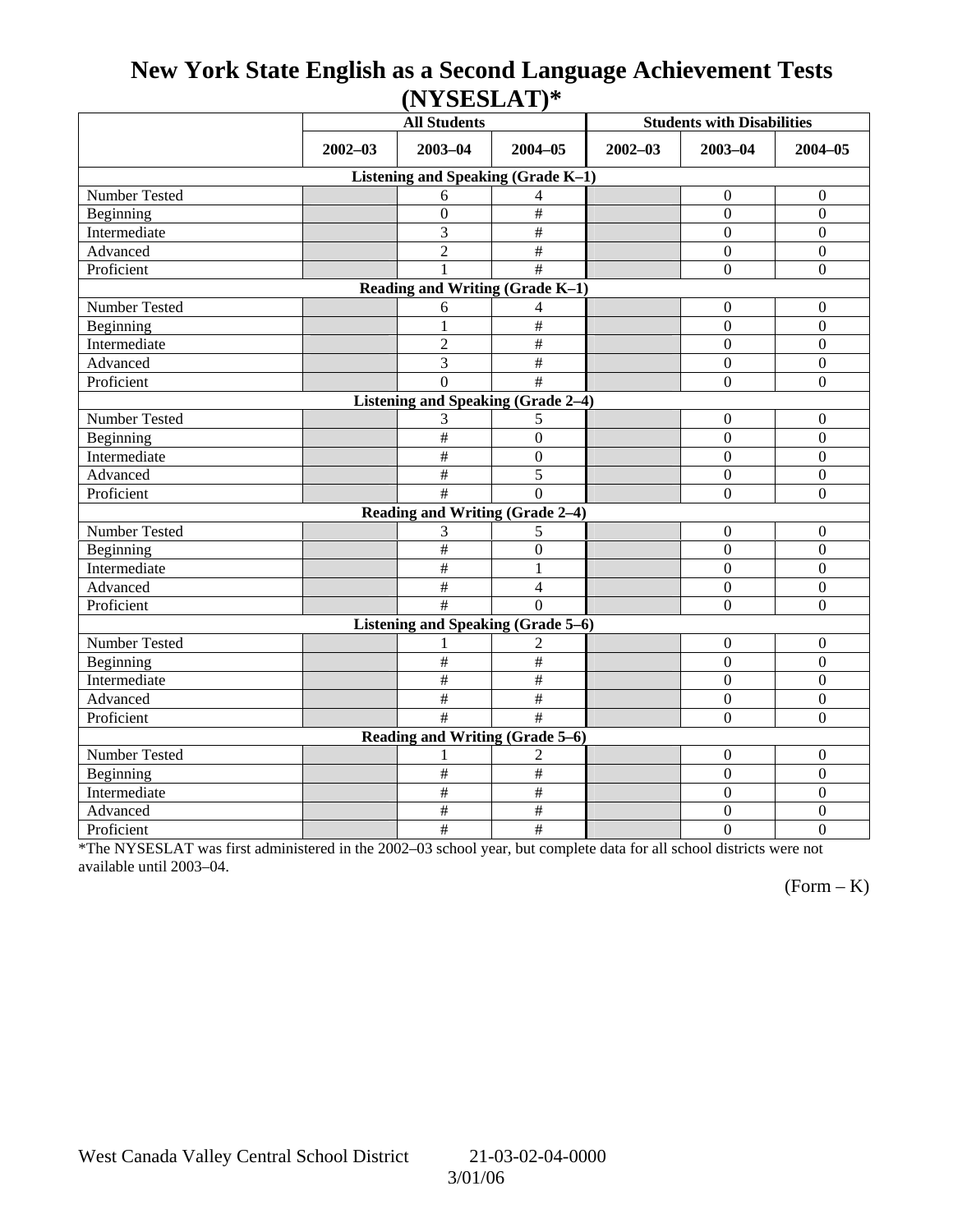# New York State English as a Second Language Achievement Tests (NYSESLAT)*

| | All Students | | | Students with Disabilities | | |
|---|---|---|---|---|---|---|
| | 2002–03 | 2003–04 | 2004–05 | 2002–03 | 2003–04 | 2004–05 |
| **Listening and Speaking (Grade K–1)** | | | | | | |
| Number Tested | | 6 | 4 | | 0 | 0 |
| Beginning | | 0 | # | | 0 | 0 |
| Intermediate | | 3 | # | | 0 | 0 |
| Advanced | | 2 | # | | 0 | 0 |
| Proficient | | 1 | # | | 0 | 0 |
| **Reading and Writing (Grade K–1)** | | | | | | |
| Number Tested | | 6 | 4 | | 0 | 0 |
| Beginning | | 1 | # | | 0 | 0 |
| Intermediate | | 2 | # | | 0 | 0 |
| Advanced | | 3 | # | | 0 | 0 |
| Proficient | | 0 | # | | 0 | 0 |
| **Listening and Speaking (Grade 2–4)** | | | | | | |
| Number Tested | | 3 | 5 | | 0 | 0 |
| Beginning | | # | 0 | | 0 | 0 |
| Intermediate | | # | 0 | | 0 | 0 |
| Advanced | | # | 5 | | 0 | 0 |
| Proficient | | # | 0 | | 0 | 0 |
| **Reading and Writing (Grade 2–4)** | | | | | | |
| Number Tested | | 3 | 5 | | 0 | 0 |
| Beginning | | # | 0 | | 0 | 0 |
| Intermediate | | # | 1 | | 0 | 0 |
| Advanced | | # | 4 | | 0 | 0 |
| Proficient | | # | 0 | | 0 | 0 |
| **Listening and Speaking (Grade 5–6)** | | | | | | |
| Number Tested | | 1 | 2 | | 0 | 0 |
| Beginning | | # | # | | 0 | 0 |
| Intermediate | | # | # | | 0 | 0 |
| Advanced | | # | # | | 0 | 0 |
| Proficient | | # | # | | 0 | 0 |
| **Reading and Writing (Grade 5–6)** | | | | | | |
| Number Tested | | 1 | 2 | | 0 | 0 |
| Beginning | | # | # | | 0 | 0 |
| Intermediate | | # | # | | 0 | 0 |
| Advanced | | # | # | | 0 | 0 |
| Proficient | | # | # | | 0 | 0 |

*The NYSESLAT was first administered in the 2002–03 school year, but complete data for all school districts were not available until 2003–04.

(Form – K)

West Canada Valley Central School District 21-03-02-04-0000

3/01/06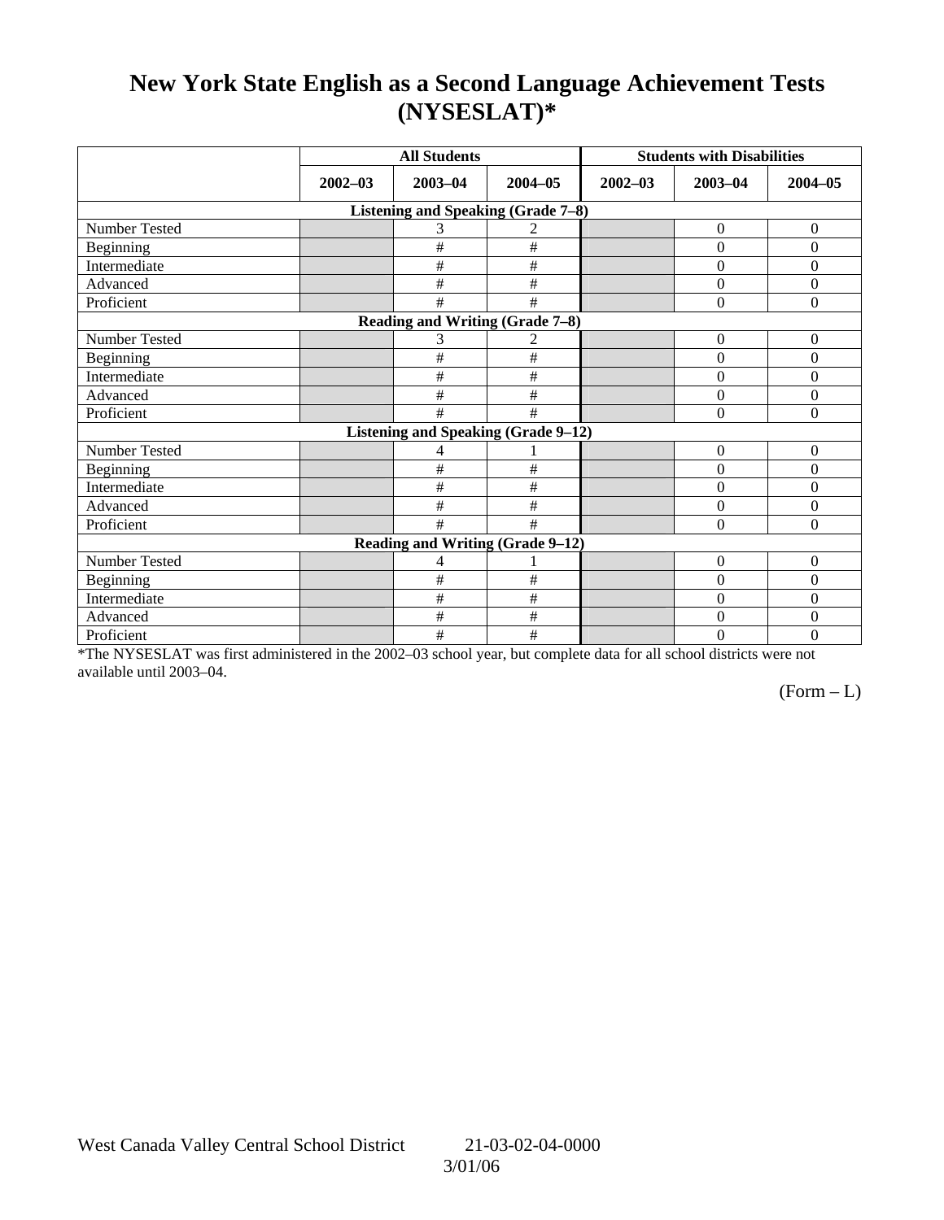# New York State English as a Second Language Achievement Tests (NYSESLAT)*

| | All Students | | | Students with Disabilities | | |
|---|---|---|---|---|---|---|
| | 2002–03 | 2003–04 | 2004–05 | 2002–03 | 2003–04 | 2004–05 |
| **Listening and Speaking (Grade 7–8)** | | | | | | |
| Number Tested | | 3 | 2 | | 0 | 0 |
| Beginning | | # | # | | 0 | 0 |
| Intermediate | | # | # | | 0 | 0 |
| Advanced | | # | # | | 0 | 0 |
| Proficient | | # | # | | 0 | 0 |
| **Reading and Writing (Grade 7–8)** | | | | | | |
| Number Tested | | 3 | 2 | | 0 | 0 |
| Beginning | | # | # | | 0 | 0 |
| Intermediate | | # | # | | 0 | 0 |
| Advanced | | # | # | | 0 | 0 |
| Proficient | | # | # | | 0 | 0 |
| **Listening and Speaking (Grade 9–12)** | | | | | | |
| Number Tested | | 4 | 1 | | 0 | 0 |
| Beginning | | # | # | | 0 | 0 |
| Intermediate | | # | # | | 0 | 0 |
| Advanced | | # | # | | 0 | 0 |
| Proficient | | # | # | | 0 | 0 |
| **Reading and Writing (Grade 9–12)** | | | | | | |
| Number Tested | | 4 | 1 | | 0 | 0 |
| Beginning | | # | # | | 0 | 0 |
| Intermediate | | # | # | | 0 | 0 |
| Advanced | | # | # | | 0 | 0 |
| Proficient | | # | # | | 0 | 0 |

*The NYSESLAT was first administered in the 2002–03 school year, but complete data for all school districts were not available until 2003–04.

(Form – L)

West Canada Valley Central School District 21-03-02-04-0000

3/01/06